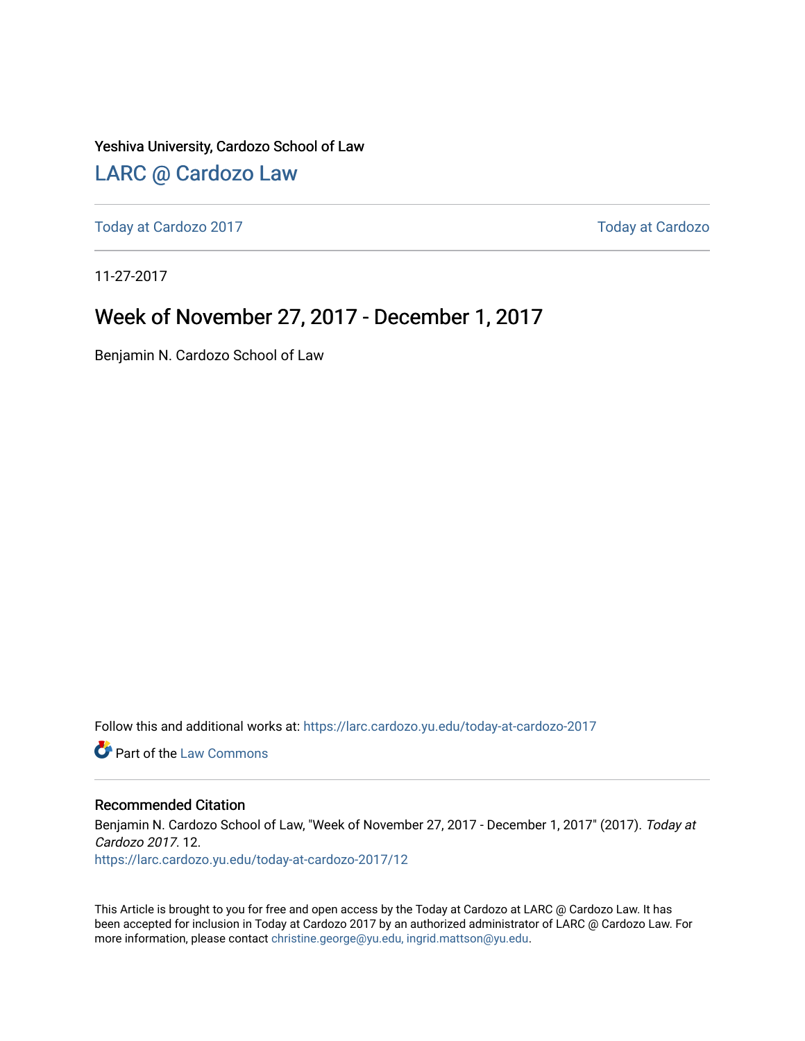Yeshiva University, Cardozo School of Law

# LARC @ Cardozo Law

Today at Cardozo 2017 | Today at Cardozo

11-27-2017

## Week of November 27, 2017 - December 1, 2017

Benjamin N. Cardozo School of Law

Follow this and additional works at: https://larc.cardozo.yu.edu/today-at-cardozo-2017

Part of the Law Commons

### Recommended Citation

Benjamin N. Cardozo School of Law, "Week of November 27, 2017 - December 1, 2017" (2017). *Today at Cardozo 2017*. 12.
https://larc.cardozo.yu.edu/today-at-cardozo-2017/12

This Article is brought to you for free and open access by the Today at Cardozo at LARC @ Cardozo Law. It has been accepted for inclusion in Today at Cardozo 2017 by an authorized administrator of LARC @ Cardozo Law. For more information, please contact christine.george@yu.edu, ingrid.mattson@yu.edu.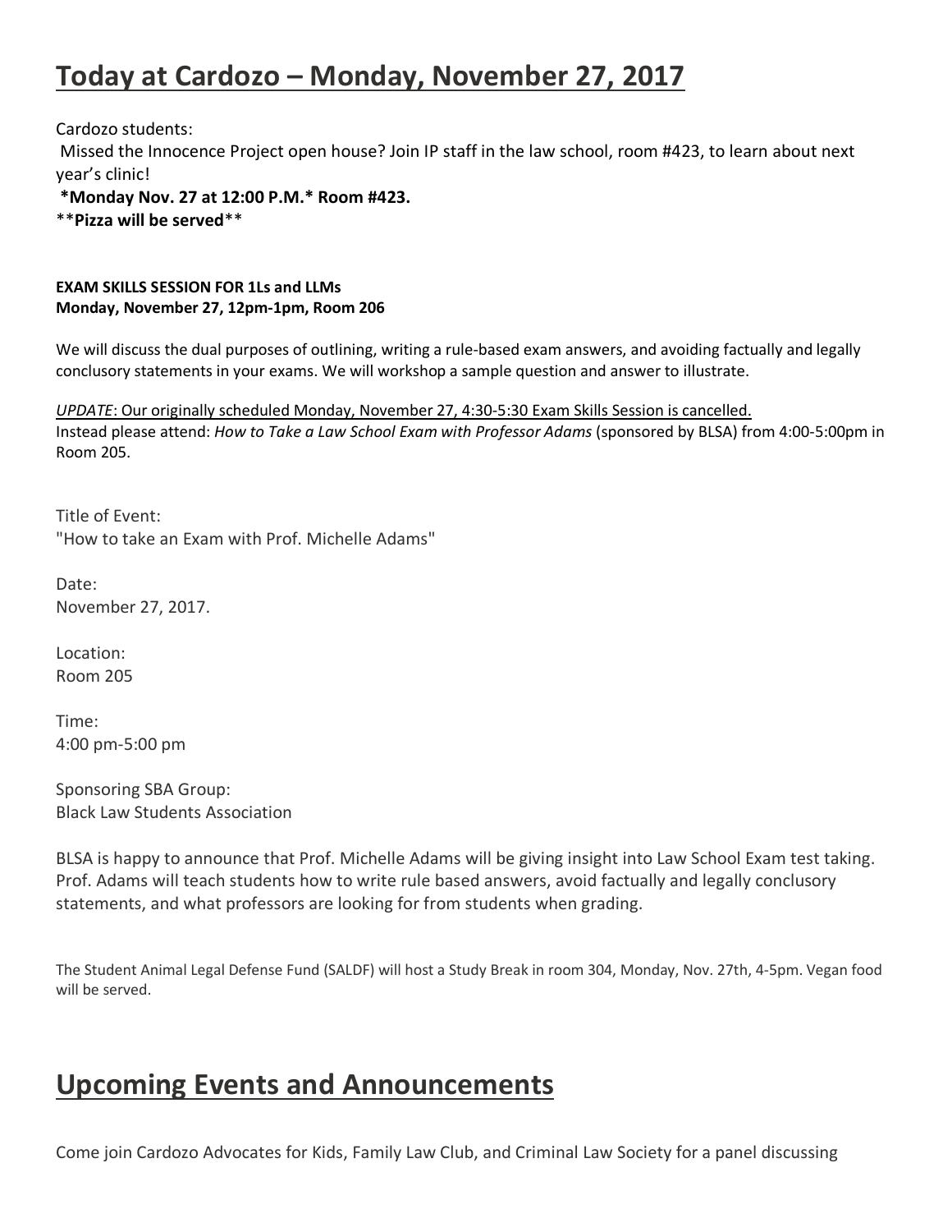# Today at Cardozo – Monday, November 27, 2017

Cardozo students:
Missed the Innocence Project open house? Join IP staff in the law school, room #423, to learn about next year's clinic!
**\*Monday Nov. 27 at 12:00 P.M.\* Room #423.**
\*\***Pizza will be served**\*\*

**EXAM SKILLS SESSION FOR 1Ls and LLMs**
**Monday, November 27, 12pm-1pm, Room 206**

We will discuss the dual purposes of outlining, writing a rule-based exam answers, and avoiding factually and legally conclusory statements in your exams. We will workshop a sample question and answer to illustrate.

<u>*UPDATE*: Our originally scheduled Monday, November 27, 4:30-5:30 Exam Skills Session is cancelled.</u>
Instead please attend: *How to Take a Law School Exam with Professor Adams* (sponsored by BLSA) from 4:00-5:00pm in Room 205.

Title of Event:
"How to take an Exam with Prof. Michelle Adams"

Date:
November 27, 2017.

Location:
Room 205

Time:
4:00 pm-5:00 pm

Sponsoring SBA Group:
Black Law Students Association

BLSA is happy to announce that Prof. Michelle Adams will be giving insight into Law School Exam test taking. Prof. Adams will teach students how to write rule based answers, avoid factually and legally conclusory statements, and what professors are looking for from students when grading.

The Student Animal Legal Defense Fund (SALDF) will host a Study Break in room 304, Monday, Nov. 27th, 4-5pm. Vegan food will be served.

# Upcoming Events and Announcements

Come join Cardozo Advocates for Kids, Family Law Club, and Criminal Law Society for a panel discussing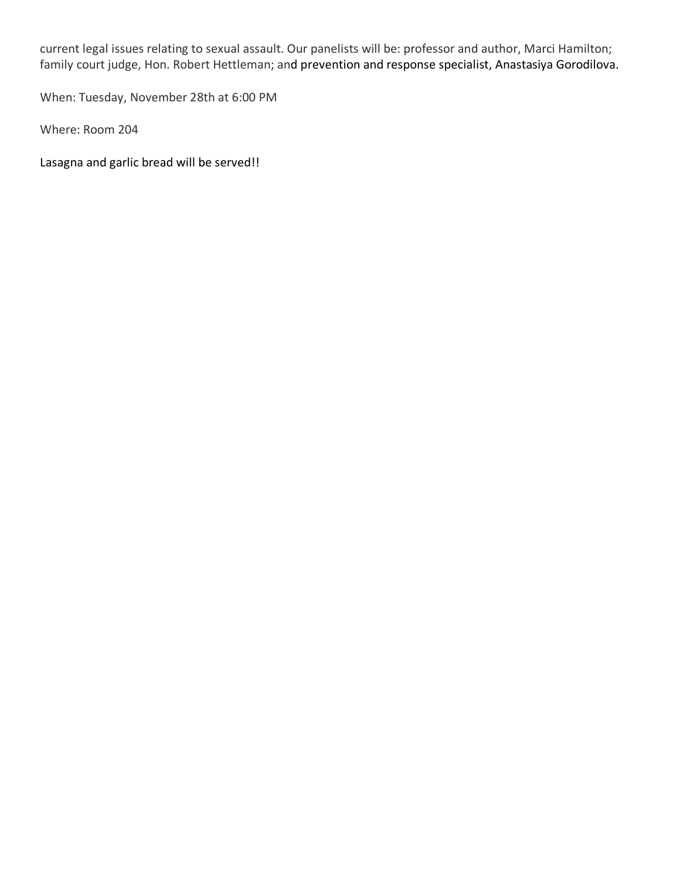current legal issues relating to sexual assault. Our panelists will be: professor and author, Marci Hamilton; family court judge, Hon. Robert Hettleman; and prevention and response specialist, Anastasiya Gorodilova.

When: Tuesday, November 28th at 6:00 PM

Where: Room 204

Lasagna and garlic bread will be served!!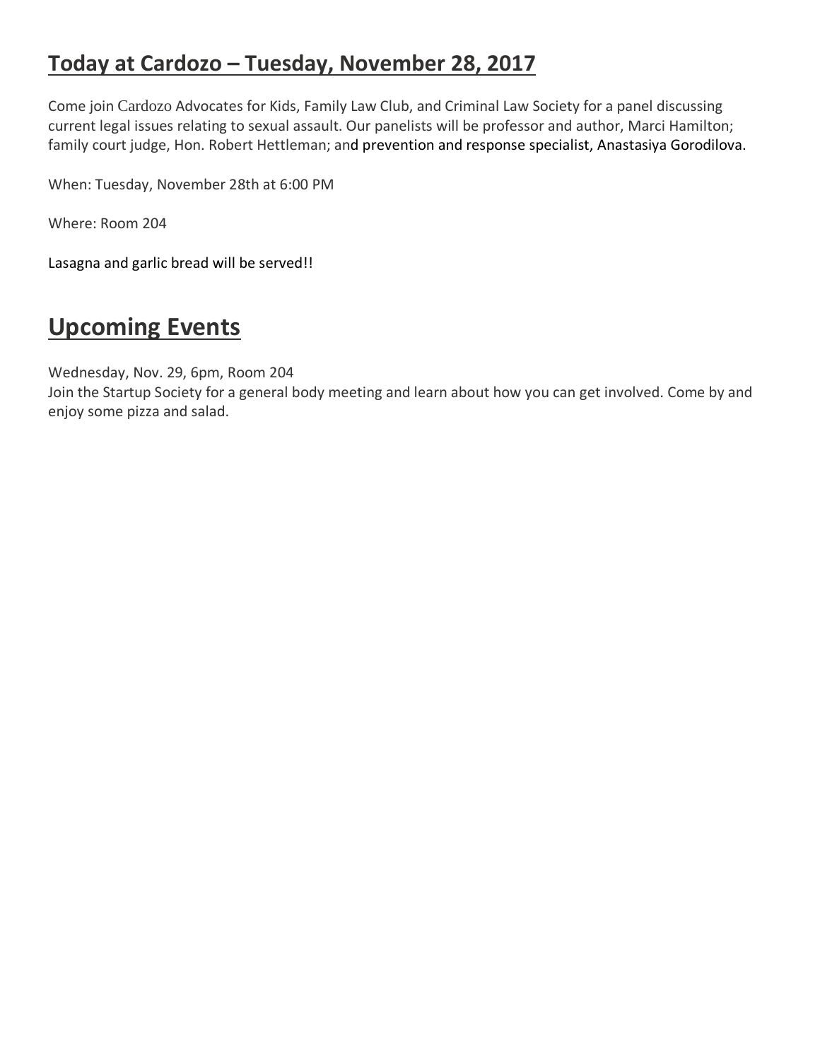## Today at Cardozo – Tuesday, November 28, 2017

Come join Cardozo Advocates for Kids, Family Law Club, and Criminal Law Society for a panel discussing current legal issues relating to sexual assault. Our panelists will be professor and author, Marci Hamilton; family court judge, Hon. Robert Hettleman; and prevention and response specialist, Anastasiya Gorodilova.

When: Tuesday, November 28th at 6:00 PM

Where: Room 204

Lasagna and garlic bread will be served!!

## Upcoming Events

Wednesday, Nov. 29, 6pm, Room 204
Join the Startup Society for a general body meeting and learn about how you can get involved. Come by and enjoy some pizza and salad.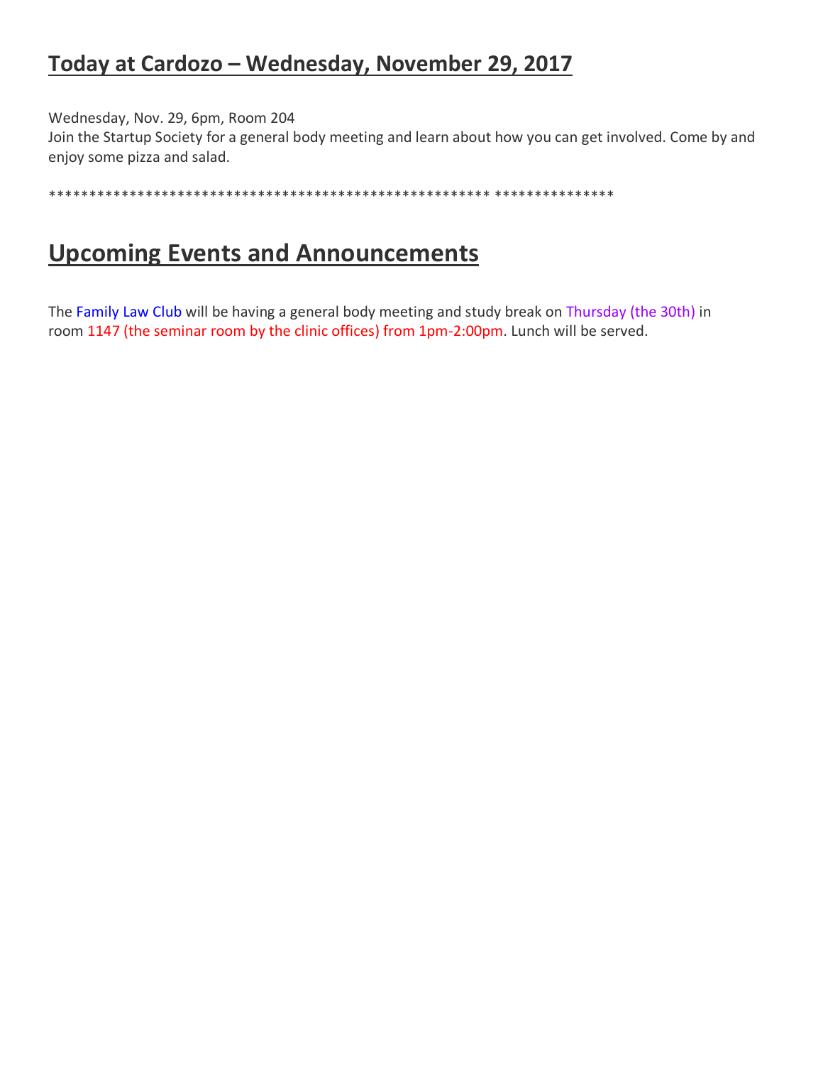## Today at Cardozo – Wednesday, November 29, 2017

Wednesday, Nov. 29, 6pm, Room 204
Join the Startup Society for a general body meeting and learn about how you can get involved. Come by and enjoy some pizza and salad.

******************************************************* ***************

# Upcoming Events and Announcements

The Family Law Club will be having a general body meeting and study break on Thursday (the 30th) in room 1147 (the seminar room by the clinic offices) from 1pm-2:00pm. Lunch will be served.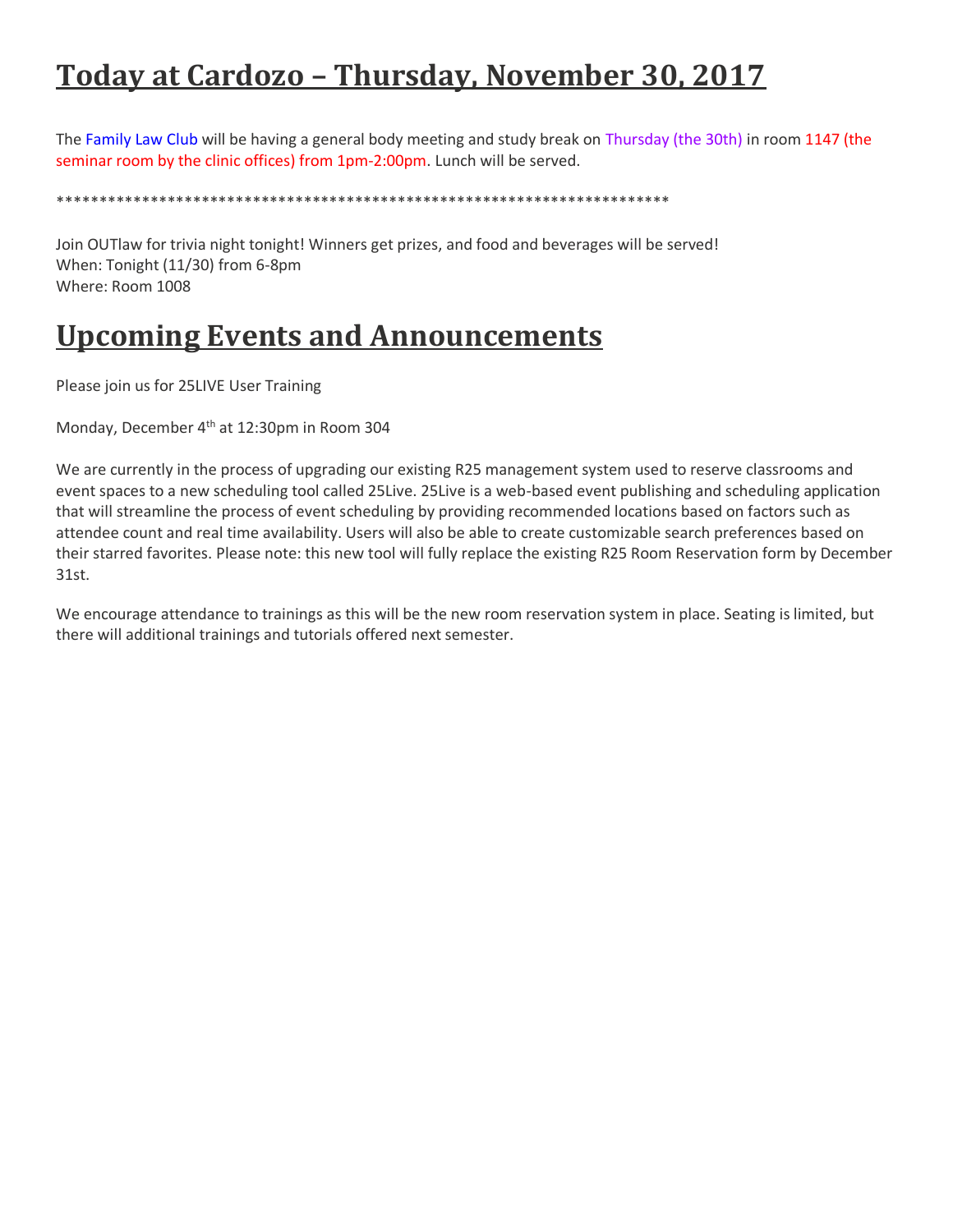# Today at Cardozo – Thursday, November 30, 2017

The Family Law Club will be having a general body meeting and study break on Thursday (the 30th) in room 1147 (the seminar room by the clinic offices) from 1pm-2:00pm. Lunch will be served.

**************************************************************************

Join OUTlaw for trivia night tonight! Winners get prizes, and food and beverages will be served!
When: Tonight (11/30) from 6-8pm
Where: Room 1008

# Upcoming Events and Announcements

Please join us for 25LIVE User Training

Monday, December 4th at 12:30pm in Room 304

We are currently in the process of upgrading our existing R25 management system used to reserve classrooms and event spaces to a new scheduling tool called 25Live. 25Live is a web-based event publishing and scheduling application that will streamline the process of event scheduling by providing recommended locations based on factors such as attendee count and real time availability. Users will also be able to create customizable search preferences based on their starred favorites. Please note: this new tool will fully replace the existing R25 Room Reservation form by December 31st.

We encourage attendance to trainings as this will be the new room reservation system in place. Seating is limited, but there will additional trainings and tutorials offered next semester.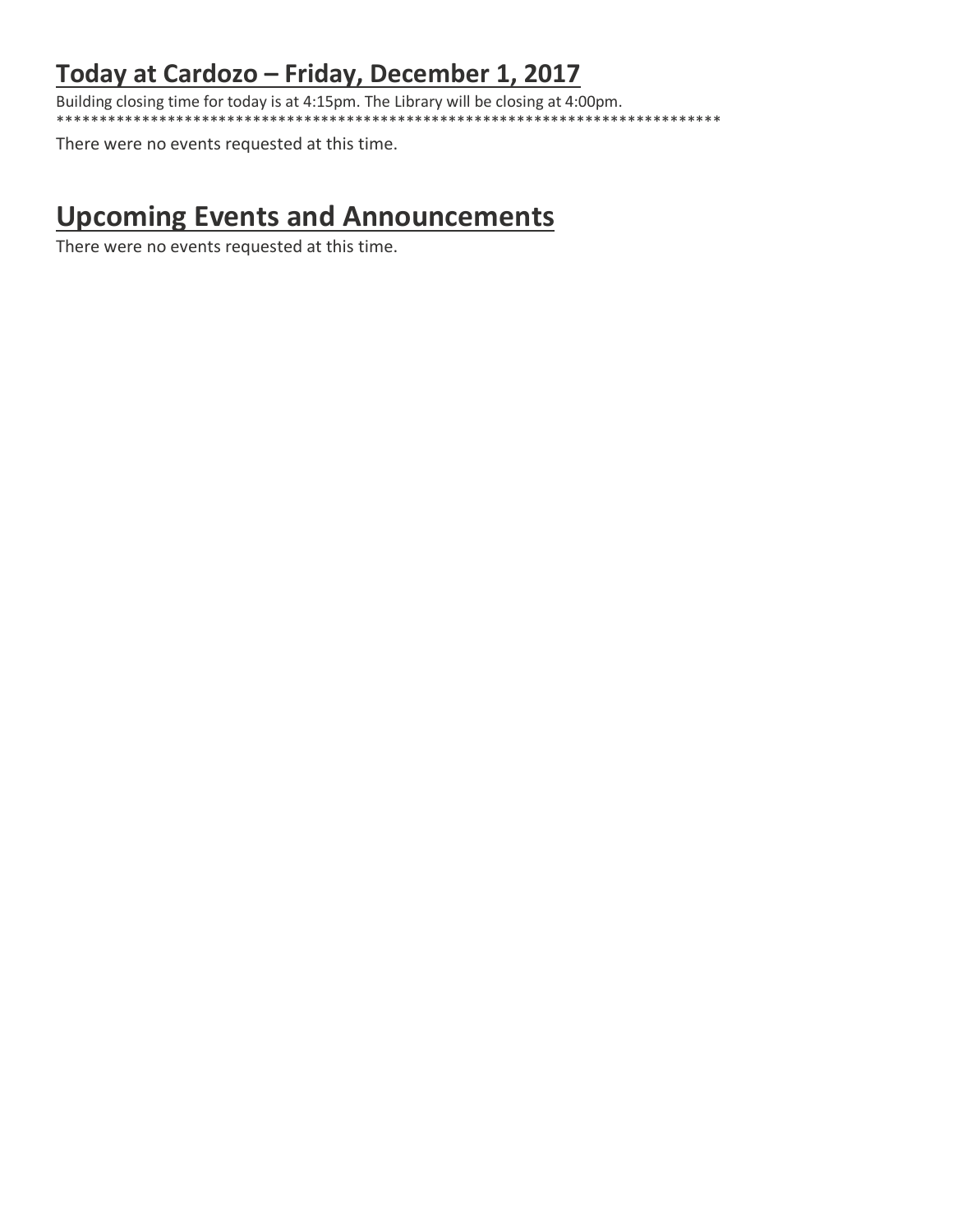## Today at Cardozo – Friday, December 1, 2017

Building closing time for today is at 4:15pm. The Library will be closing at 4:00pm.

********************************************************************************

There were no events requested at this time.

## Upcoming Events and Announcements

There were no events requested at this time.